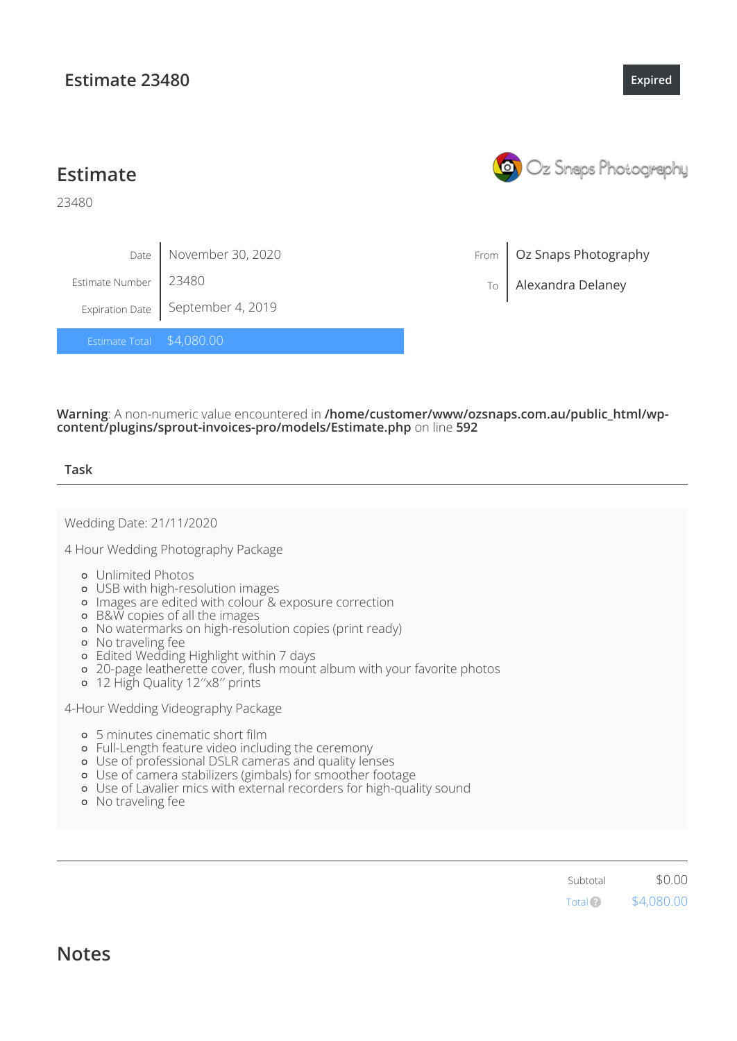# Estimate 23480

Expired

## Estimate

23480

Oz Snaps Photography

| | |
|---|---|
| Date | November 30, 2020 |
| Estimate Number | 23480 |
| Expiration Date | September 4, 2019 |
| Estimate Total | $4,080.00 |

| | |
|---|---|
| From | Oz Snaps Photography |
| To | Alexandra Delaney |

**Warning**: A non-numeric value encountered in **/home/customer/www/ozsnaps.com.au/public_html/wp-content/plugins/sprout-invoices-pro/models/Estimate.php** on line **592**

**Task**

Wedding Date: 21/11/2020

4 Hour Wedding Photography Package

- Unlimited Photos
- USB with high-resolution images
- Images are edited with colour & exposure correction
- B&W copies of all the images
- No watermarks on high-resolution copies (print ready)
- No traveling fee
- Edited Wedding Highlight within 7 days
- 20-page leatherette cover, flush mount album with your favorite photos
- 12 High Quality 12″x8″ prints

4-Hour Wedding Videography Package

- 5 minutes cinematic short film
- Full-Length feature video including the ceremony
- Use of professional DSLR cameras and quality lenses
- Use of camera stabilizers (gimbals) for smoother footage
- Use of Lavalier mics with external recorders for high-quality sound
- No traveling fee

| | |
|---|---|
| Subtotal | $0.00 |
| Total | $4,080.00 |

## Notes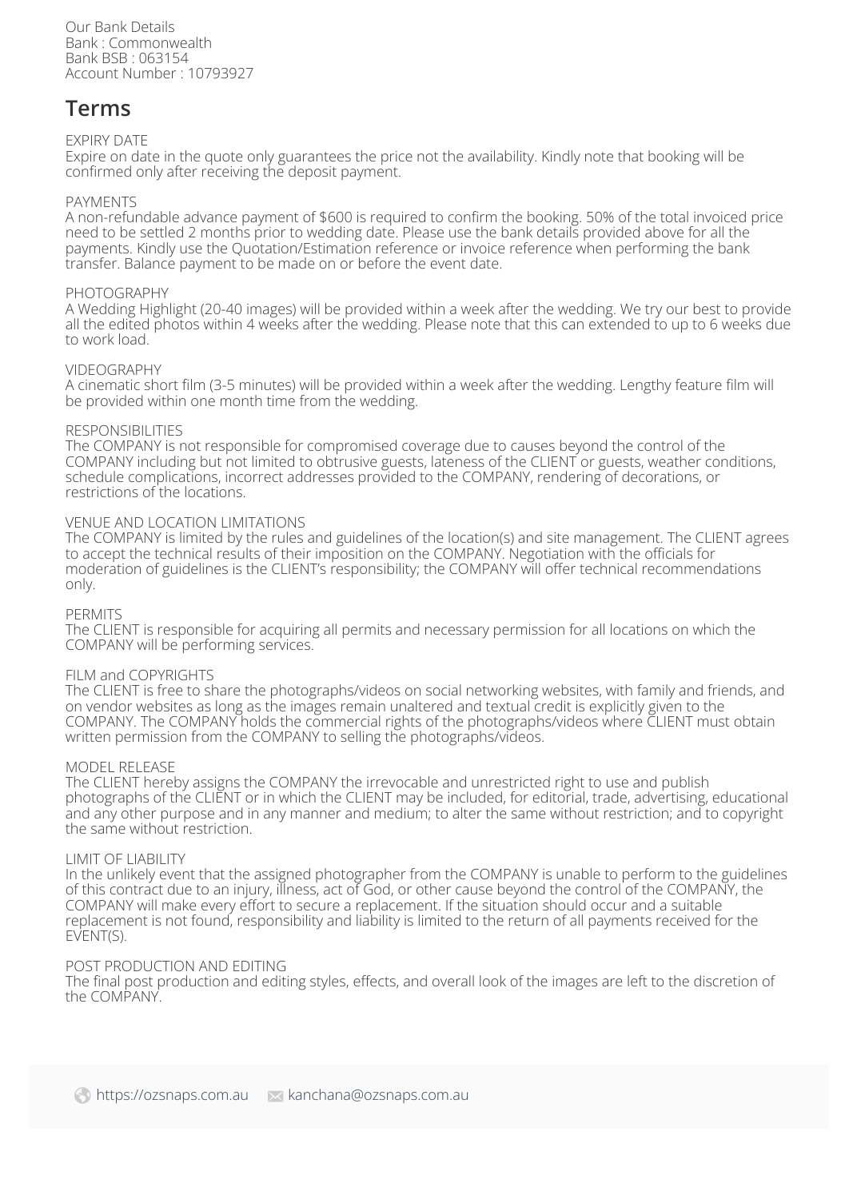Our Bank Details
Bank : Commonwealth
Bank BSB : 063154
Account Number : 10793927

## Terms

EXPIRY DATE
Expire on date in the quote only guarantees the price not the availability. Kindly note that booking will be confirmed only after receiving the deposit payment.

PAYMENTS
A non-refundable advance payment of $600 is required to confirm the booking. 50% of the total invoiced price need to be settled 2 months prior to wedding date. Please use the bank details provided above for all the payments. Kindly use the Quotation/Estimation reference or invoice reference when performing the bank transfer. Balance payment to be made on or before the event date.

PHOTOGRAPHY
A Wedding Highlight (20-40 images) will be provided within a week after the wedding. We try our best to provide all the edited photos within 4 weeks after the wedding. Please note that this can extended to up to 6 weeks due to work load.

VIDEOGRAPHY
A cinematic short film (3-5 minutes) will be provided within a week after the wedding. Lengthy feature film will be provided within one month time from the wedding.

RESPONSIBILITIES
The COMPANY is not responsible for compromised coverage due to causes beyond the control of the COMPANY including but not limited to obtrusive guests, lateness of the CLIENT or guests, weather conditions, schedule complications, incorrect addresses provided to the COMPANY, rendering of decorations, or restrictions of the locations.

VENUE AND LOCATION LIMITATIONS
The COMPANY is limited by the rules and guidelines of the location(s) and site management. The CLIENT agrees to accept the technical results of their imposition on the COMPANY. Negotiation with the officials for moderation of guidelines is the CLIENT's responsibility; the COMPANY will offer technical recommendations only.

PERMITS
The CLIENT is responsible for acquiring all permits and necessary permission for all locations on which the COMPANY will be performing services.

FILM and COPYRIGHTS
The CLIENT is free to share the photographs/videos on social networking websites, with family and friends, and on vendor websites as long as the images remain unaltered and textual credit is explicitly given to the COMPANY. The COMPANY holds the commercial rights of the photographs/videos where CLIENT must obtain written permission from the COMPANY to selling the photographs/videos.

MODEL RELEASE
The CLIENT hereby assigns the COMPANY the irrevocable and unrestricted right to use and publish photographs of the CLIENT or in which the CLIENT may be included, for editorial, trade, advertising, educational and any other purpose and in any manner and medium; to alter the same without restriction; and to copyright the same without restriction.

LIMIT OF LIABILITY
In the unlikely event that the assigned photographer from the COMPANY is unable to perform to the guidelines of this contract due to an injury, illness, act of God, or other cause beyond the control of the COMPANY, the COMPANY will make every effort to secure a replacement. If the situation should occur and a suitable replacement is not found, responsibility and liability is limited to the return of all payments received for the EVENT(S).

POST PRODUCTION AND EDITING
The final post production and editing styles, effects, and overall look of the images are left to the discretion of the COMPANY.

https://ozsnaps.com.au kanchana@ozsnaps.com.au